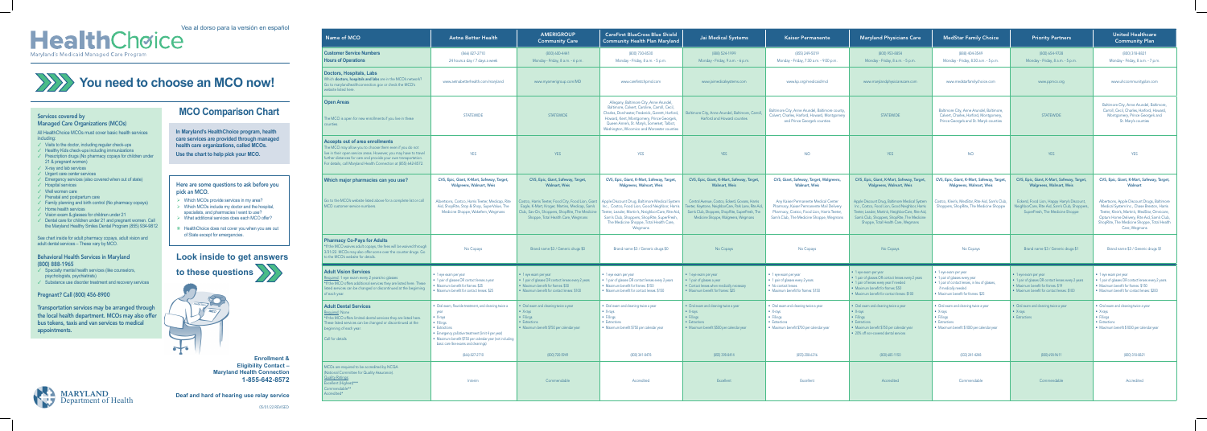Vea al dorso para la versión en español

# HealthChoice

Maryland's Medicaid Managed Care Program

## You need to choose an MCO now!

### Services covered by Managed Care Organizations (MCOs)

All HealthChoice MCOs must cover basic health services including:

- Visits to the doctor, including regular check-ups
- Healthy Kids check-ups including immunizations
- Prescription drugs (No pharmacy copays for children under 21 & pregnant women)
- X-ray and lab services
- Urgent care center services
- Emergency services (also covered when out of state)
- Hospital services
- Well women care
- Prenatal and postpartum care
- Family planning and birth control (No pharmacy copays)
- Home health services
- Vision exam & glasses for children under 21
- Dental care for children under 21 and pregnant women. Call the Maryland Healthy Smiles Dental Program (855) 934-9812

See chart inside for adult pharmacy copays, adult vision and adult dental services – These vary by MCO.

### Behavioral Health Services in Maryland (800) 888-1965

- Specialty mental health services (like counselors, psychologists, psychiatrists)
- Substance use disorder treatment and recovery services

### Pregnant? Call (800) 456-8900

**Transportation services may be arranged through the local health department. MCOs may also offer bus tokens, taxis and van services to medical appointments.**

## MCO Comparison Chart

**In Maryland's HealthChoice program, health care services are provided through managed health care organizations, called MCOs.**

**Use the chart to help pick your MCO.**

### Here are some questions to ask before you pick an MCO.

- Which MCOs provide services in my area?
- Which MCOs include my doctor and the hospital, specialists, and pharmacies I want to use?
- What additional services does each MCO offer?

HealthChoice does not cover you when you are out of State except for emergencies.

## Look inside to get answers to these questions

**Enrollment & Eligibility Contact – Maryland Health Connection 1-855-642-8572**

**Deaf and hard of hearing use relay service**

MARYLAND Department of Health

05/01/22 REVISED

| Name of MCO | Aetna Better Health | AMERIGROUP Community Care | CareFirst BlueCross Blue Shield Community Health Plan Maryland | Jai Medical Systems | Kaiser Permanente | Maryland Physicians Care | MedStar Family Choice | Priority Partners | United Healthcare Community Plan |
|---|---|---|---|---|---|---|---|---|---|
| **Customer Service Numbers Hours of Operations** | (866) 827-2710 24 hours a day / 7 days a week | (800) 600-4441 Monday - Friday, 8 a.m. - 6 p.m. | (800) 730-8530 Monday - Friday, 8 a.m. - 5 p.m. | (888) 524-1999 Monday - Friday, 9 a.m. - 6 p.m. | (855) 249-5019 Monday - Friday, 7:30 a.m. - 9:00 p.m. | (800) 953-8854 Monday - Friday, 8 a.m. - 5 p.m. | (888) 404-3549 Monday - Friday, 8:30 a.m. - 5 p.m. | (800) 654-9728 Monday - Friday, 8 a.m. - 5 p.m. | (800) 318-8821 Monday - Friday, 8 a.m. - 7 p.m. |
| **Doctors, Hospitals, Labs** Which doctors, hospitals and labs are in the MCO's network? Go to marylandhealthconnection.gov or check the MCO's website listed here. | www.aetnabetterhealth.com/maryland | www.myamerigroup.com/MD | www.carefirstchpmd.com | www.jaimedicalsystems.com | www.kp.org/medicaid/md | www.marylandphysicianscare.com | www.medstarfamilychoice.com | www.ppmco.org | www.uhccommunityplan.com |
| **Open Areas** The MCO is open for new enrollments if you live in these counties. | STATEWIDE | STATEWIDE | Allegany, Baltimore City, Anne Arundel, Baltimore, Calvert, Caroline, Carroll, Cecil, Charles, Dorchester, Frederick, Garrett, Harford, Howard, Kent, Montgomery, Prince George's, Queen Anne's, St. Mary's, Somerset, Talbot, Washington, Wicomico and Worcester counties | Baltimore City, Anne Arundel, Baltimore, Carroll, Harford and Howard counties | Baltimore City, Anne Arundel, Baltimore county, Calvert, Charles, Harford, Howard, Montgomery and Prince George's counties | STATEWIDE | Baltimore City, Anne Arundel, Baltimore, Calvert, Charles, Harford, Montgomery, Prince George's and St. Mary's counties | STATEWIDE | Baltimore City, Anne Arundel, Baltimore, Carroll, Cecil, Charles, Harford, Howard, Montgomery, Prince George's and St. Mary's counties |
| **Accepts out of area enrollments** The MCO may allow you to choose them even if you do not live in their open service areas. However, you may have to travel further distances for care and provide your own transportation. For details, call Maryland Health Connection at (855) 642-8572. | YES | YES | YES | YES | NO | YES | NO | YES | YES |
| **Which major pharmacies can you use?** Go to the MCO's website listed above for a complete list or call MCO customer service numbers. | **CVS, Epic, Giant, K-Mart, Safeway, Target, Walgreens, Walmart, Weis** Albertsons, Costco, Harris Teeter, Medicap, Rite Aid, ShopRite, Stop & Shop, SuperValu, The Medicine Shoppe, Wakefern, Wegmans | **CVS, Epic, Giant, Safeway, Target, Walgreens, Walmart, Weis** Costco, Harris Teeter, Food City, Food Lion, Giant Eagle, K-Mart, Kroger, Martins, Medicap, Sam's Club, Sav-On, Shoppers, ShopRite, The Medicine Shoppe, Total Health Care, Wegmans | **CVS, Epic, Giant, K-Mart, Safeway, Target, Walgreens, Walmart, Weis** Apple Discount Drug, Baltimore Medical System Inc., Costco, Food Lion, Good Neighbor, Harris Teeter, Leader, Martin's, NeighborCare, Rite Aid, Sam's Club, Shoppers, ShopRite, SuperFresh, The Medicine Shoppe, Total Health Care, Wegmans | **CVS, Epic, Giant, K-Mart, Safeway, Target, Walgreens, Walmart, Weis** Central Avenue, Costco, Edward, Graves, Harris Teeter, Keystone, NeighborCare, Park Lane, Rite Aid, Sam's Club, Shoppers, ShopRite, SuperFresh, The Medicine Shoppe, Walgreens, Wegmans | **CVS, Giant, Safeway, Target, Walgreens, Walmart, Weis** Any Kaiser Permanente Medical Center Pharmacy, Kaiser Permanente Mail Delivery Pharmacy, Costco, Food Lion, Harris Teeter, Sam's Club, The Medicine Shoppe, Wegmans | **CVS, Epic, Giant, K-Mart, Safeway, Target, Walgreens, Walmart, Weis** Apple Discount Drug, Baltimore Medical System Inc., Costco, Food Lion, Good Neighbor, Harris Teeter, Leader, Martin's, NeighborCare, Rite Aid, Sam's Club, Shoppers, ShopRite, The Medicine Shoppe, Total Health Care, Wegmans | **CVS, Epic, Giant, K-Mart, Safeway, Target, Walgreens, Walmart, Weis** Costco, Klein's, MedStar, Rite Aid, Sam's Club, Shoppers, ShopRite, The Medicine Shoppe | **CVS, Epic, Giant, K-Mart, Safeway, Target, Walgreens, Walmart, Weis** Edward, Food Lion, Happy Harry's Discount, NeighborCare, Rite Aid, Sam's Club, Shoppers, SuperFresh, The Medicine Shoppe | **CVS, Epic, Giant, K-Mart, Safeway, Target, Walgreens, Walmart** Albertsons, Apple Discount Drugs, Baltimore Medical System Inc., Chase Brexton, Harris Teeter, Klein's, Martin's, MedStar, Omnicare, Optum Home Delivery, Rite Aid, Sam's Club, ShopRite, The Medicine Shoppe, Total Health Care, Wegmans |
| **Pharmacy Co-Pays for Adults** \*If the MCO waives adult copays, the fees will be waived through 3/31/22. MCOs may also offer some over the counter drugs. Go to the MCO's website for details. | No Copays | Brand name $3 / Generic drugs $0 | Brand name $3 / Generic drugs $0 | No Copays | No Copays | No Copays | No Copays | Brand name $3 / Generic drugs $1 | Brand name $3 / Generic drugs $1 |
| **Adult Vision Services** Required: 1 eye exam every 2 years/no glasses \*If the MCO offers additional services they are listed here. These listed services can be changed or discontinued at the beginning of each year. | • 1 eye exam per year • 1 pair of glasses OR contact lenses a year • Maximum benefit for frames: $25 • Maximum benefit for contact lenses: $25 | • 1 eye exam per year • 1 pair of glasses OR contact lenses every 2 years • Maximum benefit for frames: $50 • Maximum benefit for contact lenses: $100 | • 1 eye exam per year • 1 pair of glasses OR contact lenses every 2 years • Maximum benefit for frames: $150 • Maximum benefit for contact lenses: $150 | • 1 eye exam per year • 1 pair of glasses a year • Contact lenses when medically necessary • Maximum benefit for frames: $25 | • 1 eye exam per year • 1 pair of glasses every 2 years • No contact lenses • Maximum benefit for frames: $150 | • 1 eye exam per year • 1 pair of glasses OR contact lenses every 2 years • 1 pair of lenses every year if needed • Maximum benefit for frames: $50 • Maximum benefit for contact lenses: $100 | • 1 eye exam per year • 1 pair of glasses every year • 1 pair of contact lenses, in lieu of glasses, if medically needed • Maximum benefit for frames: $25 | • 1 eye exam per year • 1 pair of glasses OR contact lenses every 2 years • Maximum benefit for frames: $75 • Maximum benefit for contact lenses: $100 | • 1 eye exam per year • 1 pair of glasses OR contact lenses every 2 years • Maximum benefit for frames: $150 • Maximum benefit for contact lenses: $200 |
| **Adult Dental Services** Required: None \*If the MCO offers limited dental services they are listed here. These listed services can be changed or discontinued at the beginning of each year. Call for details | • Oral exam, fluoride treatment, and cleaning twice a year • X-rays • Fillings • Extractions • Emergency palliative treatment (limit 4 per year) • Maximum benefit $750 per calendar year (not including basic care like exams and cleanings) (866) 827-2710 | • Oral exam and cleaning twice a year • X-rays • Fillings • Extractions • Maximum benefit $750 per calendar year (800) 720-5949 | • Oral exam and cleaning twice a year • X-rays • Fillings • Extractions • Maximum benefit $750 per calendar year (800) 341-8478 | • Oral exam and cleaning twice a year • X-rays • Fillings • Extractions • Maximum benefit $500 per calendar year (888) 349-8416 | • Oral exam and cleaning twice a year • X-rays • Fillings • Extractions • Maximum benefit $750 per calendar year (855) 258-6376 | • Oral exam and cleaning twice a year • X-rays • Fillings • Extractions • Maximum benefit $750 per calendar year • 20% off non-covered dental services (800) 685-1150 | • Oral exam and cleaning twice a year • X-rays • Fillings • Extractions • Maximum benefit $1000 per calendar year (833) 341-4346 | • Oral exam and cleaning twice a year • X-rays • Extractions (888) 696-9611 | • Oral exam and cleaning twice a year • X-rays • Fillings • Extractions • Maximum benefit $1000 per calendar year (800) 318-8821 |
| MCOs are required to be accredited by NCQA (National Committee for Quality Assurance). Quality Ratings: Excellent (Highest)\*\*\* Commendable\*\* Accredited\* | Interim | Commendable | Accredited | Excellent | Excellent | Accredited | Commendable | Commendable | Accredited |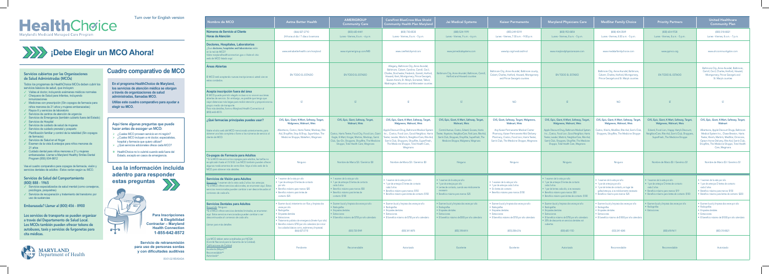Turn over for English version

# HealthChoice

Maryland's Medicaid Managed Care Program

## ¡Debe Elegir un MCO Ahora!

### Servicios cubiertos por las Organizaciones de Salud Administrada (MCOs)

Todos los programas de HealthChoice MCOs deben cubrir los servicios básicos de salud, que incluyen:

- ✓ Visitas al doctor, incluyendo exámenes médicos normales
- ✓ Chequeos de Salud para Infantes, incluyendo inmunizaciones
- ✓ Medicinas con prescripción (Sin copagos de farmacia para niños menores de 21 años y mujeres embarazadas)
- ✓ Rayos-X y servicios de laboratorio
- ✓ Servicios de centros de atención de urgencia
- ✓ Servicios de Emergencia (también cubierto fuera del Estado)
- ✓ Servicios de Hospital
- ✓ Servicios de cuidado de salud de mujeres
- ✓ Servicios de cuidado prenatal y posparto
- ✓ Planificación familiar y control de la natalidad (Sin copagos de farmacia)
- ✓ Servicios de Salud en el Hogar
- ✓ Examen de la vista & anteojos para niños menores de 21 años
- ✓ Cuidado dental para niños menores a 21 y mujeres embarazadas. Llamar a Maryland Healthy Smiles Dental Program (855) 934-9812

Vea el cuadro comparativo para copagos de farmacia, visión y servicios dentales de adultos - Estos varían según su MCO.

### Servicios de Salud del Comportamiento (800) 888 - 1965

- ✓ Servicios especializados de salud mental (como consejeros, psicólogos, psiquiatras)
- ✓ Servicios de recuperación y tratamiento del trastorno por uso de sustancias

### Embarazada? Llamar al (800) 456 - 8900

**Los servicios de transporte se pueden organizar a través del Departamento de Salud Local. Los MCOs también pueden ofrecer tokens de autobuses, taxis y servicios de furgonetas para citas médicas.**

MARYLAND Department of Health

## Cuadro comparativo de MCO

**En el programa HealthChoice de Maryland, los servicios de atención médica se otorgan a través de organizaciones de salud administradas, llamadas MCO. Utilize este cuadro comparativo para ayudar a elegir su MCO.**

**Aqui tiene algunas preguntas que puede hacer antes de escoger un MCO:**

- ¿Cuales MCO proveen servicio en mi región?
- ¿Cuales MCO incluyen a mi doctor, especialistas, hospital y farmacia que quiero utilizar?
- ¿Qué servicios adicionales ofrece cada MCO?

* HealthChoice no lo cubrirá cuando está fuera del Estado, excepto en casos de emergencia.

## Lea la información incluida adentro para responder estas preguntas

**Para Inscripciones & Elegibilidad Contractar – Maryland Health Connection 1-855-642-8572**

**Servicio de retransmisión para uso de personas sordas y con dificultades auditivas**

05/01/22 REVISADA

| Nombre de MCO | Aetna Better Health | AMERIGROUP Community Care | CareFirst BlueCross Blue Shield Community Health Plan Maryland | Jai Medical Systems | Kaiser Permanente | Maryland Physicians Care | MedStar Family Choice | Priority Partners | United Healthcare Community Plan |
|---|---|---|---|---|---|---|---|---|---|
| **Números de Servicio al Cliente / Horas de Atención** | (866) 827-2710 / 24 horas al día / 7 días a la semana | (800) 600-4441 / Lunes - Viernes, 8 a.m. - 6 p.m. | (800) 730-8530 / Lunes - Viernes, 8 a.m. - 5 p.m. | (888) 524-1999 / Lunes - Viernes, 9 a.m. - 6 p.m. | (855) 249-5019 / Lunes - Viernes, 7:30 a.m. - 9:00 p.m. | (800) 953-8854 / Lunes - Viernes, 8 a.m. - 5 p.m. | (888) 404-3549 / Lunes - Viernes, 8:30 a.m. - 5 p.m. | (800) 654-9728 / Lunes - Viernes, 8 a.m. - 5 p.m. | (800) 318-8821 / Lunes - Viernes, 8 a.m. - 7 p.m. |
| **Doctores, Hospitales, Laboratorios** ¿Que doctores, hospitales and laboratorios están en la red de MCO? Visite marylandhealthconnection.gov o Visite el sitio web de MCO listado aquí. | www.aetnabetterhealth.com/maryland | www.myamerigroup.com/MD | www.carefirstchpmd.com | www.jaimedicalsystems.com | www.kp.org/medicaid/md | www.marylandphysicianscare.com | www.medstarfamilychoice.com | www.ppmco.org | www.uhccommunityplan.com |
| **Áreas Abiertas** El MCO está aceptando nuevas inscripciones si usted vive en estos condados. | EN TODO EL ESTADO | EN TODO EL ESTADO | Allegany, Baltimore City, Anne Arundel, Baltimore, Calvert, Caroline, Carroll, Cecil, Charles, Dorchester, Frederick, Garrett, Harford, Howard, Kent, Montgomery, Prince George's, Queen Anne's, St. Mary's, Somerset, Talbot, Washington, Wicomico and Worcester counties | Baltimore City, Anne Arundel, Baltimore, Carroll, Harford and Howard counties | Baltimore City, Anne Arundel, Baltimore county, Calvert, Charles, Harford, Howard, Montgomery and Prince George's counties | EN TODO EL ESTADO | Baltimore City, Anne Arundel, Baltimore, Calvert, Charles, Harford, Montgomery, Prince George's and St. Mary's counties | EN TODO EL ESTADO | Baltimore City, Anne Arundel, Baltimore, Carroll, Cecil, Charles, Harford, Howard, Montgomery, Prince George's and St. Mary's counties |
| **Acepta inscripción fuera del área** El MCO puede permitir elegirlo incluso si no vive en sus áreas abiertas de servicio. Sin embargo, es posible que tenga que viajar distancias más largas para recibir atención y proveedores en su propio medio de transporte. Para más detalles, llame a Maryland Health Connection al (855) 642-8572. | SÍ | SÍ | SÍ | SÍ | NO | SÍ | NO | SÍ | SÍ |
| **¿Qué farmacias principales puedes usar?** Visite el sitio web del MCO mencionado anteriormente, para obtener una lista completa o llame a los números de servicio al cliente de MCO. | CVS, Epic, Giant, K-Mart, Safeway, Target, Walgreens, Walmart, Weis. Albertsons, Costco, Harris Teeter, Medicap, Rite Aid, ShopRite, Stop & Shop, SuperValu, The Medicine Shoppe, Wakefern, Wegmans | CVS, Epic, Giant, Safeway, Target, Walmart, Weis. Costco, Harris Teeter, Food City, Food Lion, Giant Eagle, K-Mart, Kroger, Martins, Medicap, Sam's Club, Sav-On, Shoppers, ShopRite, The Medicine Shoppe, Total Health Care, Wegmans | CVS, Epic, Giant, K-Mart, Safeway, Target, Walgreens, Walmart, Weis. Apple Discount Drug, Baltimore Medical System Inc., Costco, Food Lion, Good Neighbor, Harris Teeter, Leader, Martin's, NeighborCare, Rite Aid, Sam's Club, Shoppers, ShopRite, SuperFresh, The Medicine Shoppe, Total Health Care, Wegmans | CVS, Epic, Giant, K-Mart, Safeway, Target, Walmart, Weis. Central Avenue, Costco, Edward, Gossos, Harris Teeter, Keystone, NeighborCare, Park Lane, Rite-Aid, Sam's Club, Shoppers, ShopRite, SuperFresh, The Medicine Shoppe, Walgreens, Wegmans | CVS, Epic, Giant, Safeway, Target, Walgreens, Walmart, Weis. Any Kaiser Permanente Medical Center Pharmacy, Kaiser Permanente Mail Delivery Pharmacy, Costco, Food Lion, Harris Teeter, Sam's Club, The Medicine Shoppe, Wegmans | CVS, Epic, Giant, K-Mart, Safeway, Target, Walgreens, Walmart, Weis. Apple Discount Drug, Baltimore Medical System Inc., Costco, Food Lion, Good Neighbor, Harris Teeter, Leader, Martin's, NeighborCare, Rite Aid, Sam's Club, Shoppers, ShopRite, The Medicine Shoppe, Total Health Care, Wegmans | CVS, Epic, Giant, K-Mart, Safeway, Target, Walgreens, Walmart, Weis. Costco, Klein's, MedStar, Rite Aid, Sam's Club, Shoppers, ShopRite, The Medicine Shoppe | CVS, Epic, Giant, K-Mart, Safeway, Target, Walgreens, Walmart, Weis. Eckerd, Food Lion, Happy Harry's Discount, NeighborCare, Rite Aid, Sam's Club, Shoppers, SuperFresh, The Medicine Shoppe | CVS, Epic, Giant, K-Mart, Safeway, Target, Walmart. Albertsons, Apple Discount Drugs, Baltimore Medical System Inc., Chase Brexton, Harris Teeter, Klein's, Martin's, MedStar, Omnicare, Optum Home Delivery, Rite Aid, Sam's Club, ShopRite, The Medicine Shoppe, Total Health Care, Wegmans |
| **Co-pagos de Farmacia para Adultos** * Si la MCO necesita a los copagos para adultos, las tarifas no se aplicarán hasta el 7/1/2022. Las MCO también pueden ofrecer algunas medicamentos de venta libre. Vaya al sitio web de la MCO para obtener más detalles. | Ninguno | Nombre de Marca $3 / Genérico $1 | Nombre de Marca $3 / Genérico $0 | Ninguno | Ninguno | Ninguno | Ninguno | Nombre de Marca $3 / Genérico $1 | Nombre de Marca $3 / Genérico $1 |
| **Servicios de Visión para Adultos** Requerido: 1 examen de la vista cada 2 años (sin anteojos. *Si el MCO ofrece servicios adicionales, se enumeran aquí. Estos servicios mencionados pueden cambiar o ser descontinuados al comenzar de cada año. | • 1 examen de la vista por año • 1 par de anteojos O lentes de contacto por año • Beneficio máximo para marcos: $25 • Beneficio máximo para lentes de contacto: $25 | • 1 examen de la vista por año • 1 par de anteojos O lentes de contacto cada 2 años • Beneficio máximo para marcos: $50 • Beneficio máximo para lentes de contacto: $100 | • 1 examen de la vista por año • 1 par de anteojos O lentes de contacto cada 2 años • Beneficio máximo para marcos: $150 • Beneficio máximo para lentes de contacto: $150 | • 1 examen de la vista por año • 1 par de anteojos por año • Lentes de contacto, cuando sea médicamente necesario • Beneficio máximo para marcos: $25 | • 1 examen de la vista por año • 1 par de anteojos cada 2 años • Sin lentes de contacto • Beneficio máximo para marcos: $100 | • 1 examen de la vista por año • 1 par de anteojos O lentes de contacto cada 2 años • 1 par de lentes cada año, si es necesario • Beneficio máximo para marcos: $50 • Beneficio máximo para lentes de contacto: $100 | • 1 examen de la vista por año • 1 par de anteojos por año • 1 par de lentes de contacto, en lugar de gafas/anteojos, si es médicamente necesario • Beneficio máximo para marcos: $25 | • 1 examen de la vista por año • 1 par de anteojos O lentes de contacto cada 2 años • Beneficio máximo para marcos: $19 • Beneficio máximo para lentes de contacto: $100 | • 1 examen de la vista por año • 1 par de anteojos O lentes de contacto cada 2 años • Beneficio máximo para marcos: $150 • Beneficio máximo para lentes de contacto: $200 |
| **Servicios Dentales para Adultos** Requerido: Ninguno *Si el MCO ofrece servicios dentales limitados, se enumeran aquí. Estos servicios mencionados pueden cambiar o ser descontinuados al comenzar de cada año. Llamar para más detalles. | • Examen bucal, tratamiento con flúor, y limpieza dos veces por año • Radiografías • Empastes dentales • Extracciones • Tratamiento paliativo de emergencia (limite 4 por año) • Beneficio máximo $750 por año calendario (sin incluir los cuidados básicos como, exámenes y limpiezas) (866) 827-2710 | • Examen bucal y limpieza dos veces por año • Radiografías • Empastes dentales • Extracciones • El beneficio máximo de $750 por año calendario (800) 720-5949 | • Examen bucal y limpieza dos veces por año • Radiografías • Empastes dentales • Extracciones • El beneficio máximo de $750 por año calendario (800) 341-8478 | • Examen bucal y limpieza dos veces por año • Radiografías • Empastes dentales • Extracciones • El beneficio máximo de $500 por año calendario (888) 309-8418 | • Examen bucal y limpieza dos veces por año • Radiografías • Empastes dentales • Extracciones • El beneficio máximo de $750 por año calendario (855) 298-4276 | • Examen bucal y limpieza dos veces por año • Radiografías • Empastes dentales • Extracciones • El beneficio máximo de $750 por año calendario • 20% de descuento en servicios dentales not cubiertos (800) 685-1150 | • Examen bucal y limpieza dos veces por año • Radiografías • Empastes dentales • Extracciones • El beneficio máximo de $1000 por año calendario (833) 241-4245 | • Examen bucal y limpieza dos veces por año • Radiografías • Extracciones (800) 498-9671 | • Examen bucal y limpieza dos veces por año • Radiografías • Empastes dentales • Extracciones • El beneficio máximo de $1000 por año calendario (800) 318-8821 |
| Los MCO deben estar acreditados por NCQA (Comité Nacional para la Garantía de la Calidad) Calificaciones de Calidad: Excelente (Mayor)*** Recomendable** Autorizado* | Pendiente | Recomendable | Autorizado | Excelente | Excelente | Autorizado | Recomendable | Recomendable | Autorizado |